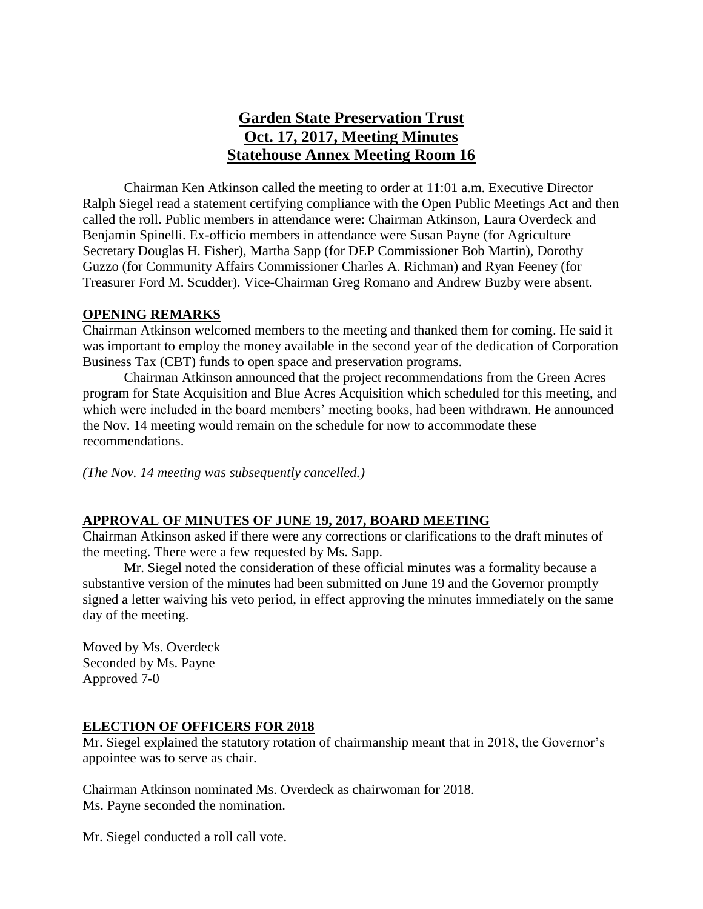# Garden State Preservation Trust
# Oct. 17, 2017, Meeting Minutes
# Statehouse Annex Meeting Room 16

Chairman Ken Atkinson called the meeting to order at 11:01 a.m. Executive Director Ralph Siegel read a statement certifying compliance with the Open Public Meetings Act and then called the roll. Public members in attendance were: Chairman Atkinson, Laura Overdeck and Benjamin Spinelli. Ex-officio members in attendance were Susan Payne (for Agriculture Secretary Douglas H. Fisher), Martha Sapp (for DEP Commissioner Bob Martin), Dorothy Guzzo (for Community Affairs Commissioner Charles A. Richman) and Ryan Feeney (for Treasurer Ford M. Scudder). Vice-Chairman Greg Romano and Andrew Buzby were absent.

## OPENING REMARKS

Chairman Atkinson welcomed members to the meeting and thanked them for coming. He said it was important to employ the money available in the second year of the dedication of Corporation Business Tax (CBT) funds to open space and preservation programs.

Chairman Atkinson announced that the project recommendations from the Green Acres program for State Acquisition and Blue Acres Acquisition which scheduled for this meeting, and which were included in the board members' meeting books, had been withdrawn. He announced the Nov. 14 meeting would remain on the schedule for now to accommodate these recommendations.

*(The Nov. 14 meeting was subsequently cancelled.)*

## APPROVAL OF MINUTES OF JUNE 19, 2017, BOARD MEETING

Chairman Atkinson asked if there were any corrections or clarifications to the draft minutes of the meeting. There were a few requested by Ms. Sapp.

Mr. Siegel noted the consideration of these official minutes was a formality because a substantive version of the minutes had been submitted on June 19 and the Governor promptly signed a letter waiving his veto period, in effect approving the minutes immediately on the same day of the meeting.

Moved by Ms. Overdeck
Seconded by Ms. Payne
Approved 7-0

## ELECTION OF OFFICERS FOR 2018

Mr. Siegel explained the statutory rotation of chairmanship meant that in 2018, the Governor's appointee was to serve as chair.

Chairman Atkinson nominated Ms. Overdeck as chairwoman for 2018.
Ms. Payne seconded the nomination.

Mr. Siegel conducted a roll call vote.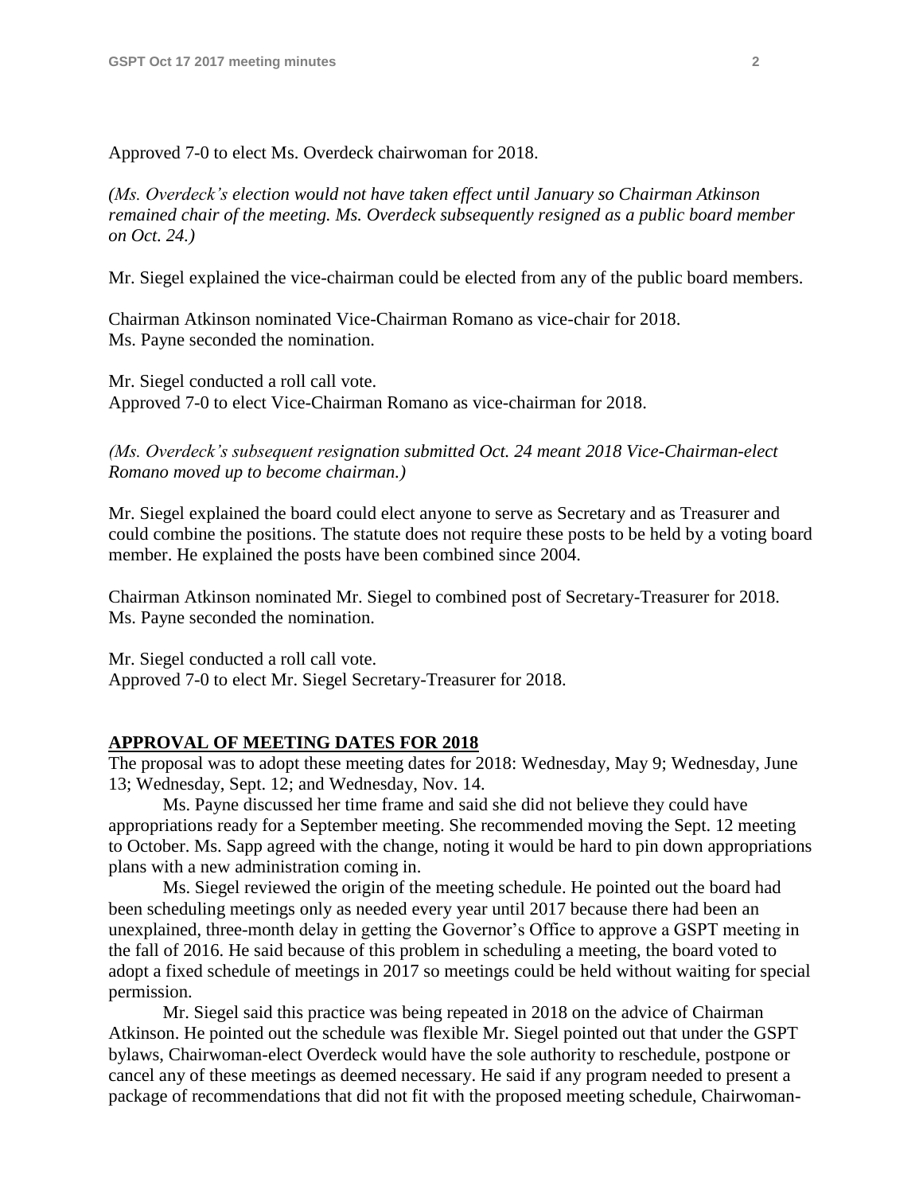Approved 7-0 to elect Ms. Overdeck chairwoman for 2018.

*(Ms. Overdeck's election would not have taken effect until January so Chairman Atkinson remained chair of the meeting. Ms. Overdeck subsequently resigned as a public board member on Oct. 24.)*

Mr. Siegel explained the vice-chairman could be elected from any of the public board members.

Chairman Atkinson nominated Vice-Chairman Romano as vice-chair for 2018.
Ms. Payne seconded the nomination.

Mr. Siegel conducted a roll call vote.
Approved 7-0 to elect Vice-Chairman Romano as vice-chairman for 2018.

*(Ms. Overdeck's subsequent resignation submitted Oct. 24 meant 2018 Vice-Chairman-elect Romano moved up to become chairman.)*

Mr. Siegel explained the board could elect anyone to serve as Secretary and as Treasurer and could combine the positions. The statute does not require these posts to be held by a voting board member. He explained the posts have been combined since 2004.

Chairman Atkinson nominated Mr. Siegel to combined post of Secretary-Treasurer for 2018.
Ms. Payne seconded the nomination.

Mr. Siegel conducted a roll call vote.
Approved 7-0 to elect Mr. Siegel Secretary-Treasurer for 2018.

## APPROVAL OF MEETING DATES FOR 2018

The proposal was to adopt these meeting dates for 2018: Wednesday, May 9; Wednesday, June 13; Wednesday, Sept. 12; and Wednesday, Nov. 14.

Ms. Payne discussed her time frame and said she did not believe they could have appropriations ready for a September meeting. She recommended moving the Sept. 12 meeting to October. Ms. Sapp agreed with the change, noting it would be hard to pin down appropriations plans with a new administration coming in.

Ms. Siegel reviewed the origin of the meeting schedule. He pointed out the board had been scheduling meetings only as needed every year until 2017 because there had been an unexplained, three-month delay in getting the Governor's Office to approve a GSPT meeting in the fall of 2016. He said because of this problem in scheduling a meeting, the board voted to adopt a fixed schedule of meetings in 2017 so meetings could be held without waiting for special permission.

Mr. Siegel said this practice was being repeated in 2018 on the advice of Chairman Atkinson. He pointed out the schedule was flexible Mr. Siegel pointed out that under the GSPT bylaws, Chairwoman-elect Overdeck would have the sole authority to reschedule, postpone or cancel any of these meetings as deemed necessary. He said if any program needed to present a package of recommendations that did not fit with the proposed meeting schedule, Chairwoman-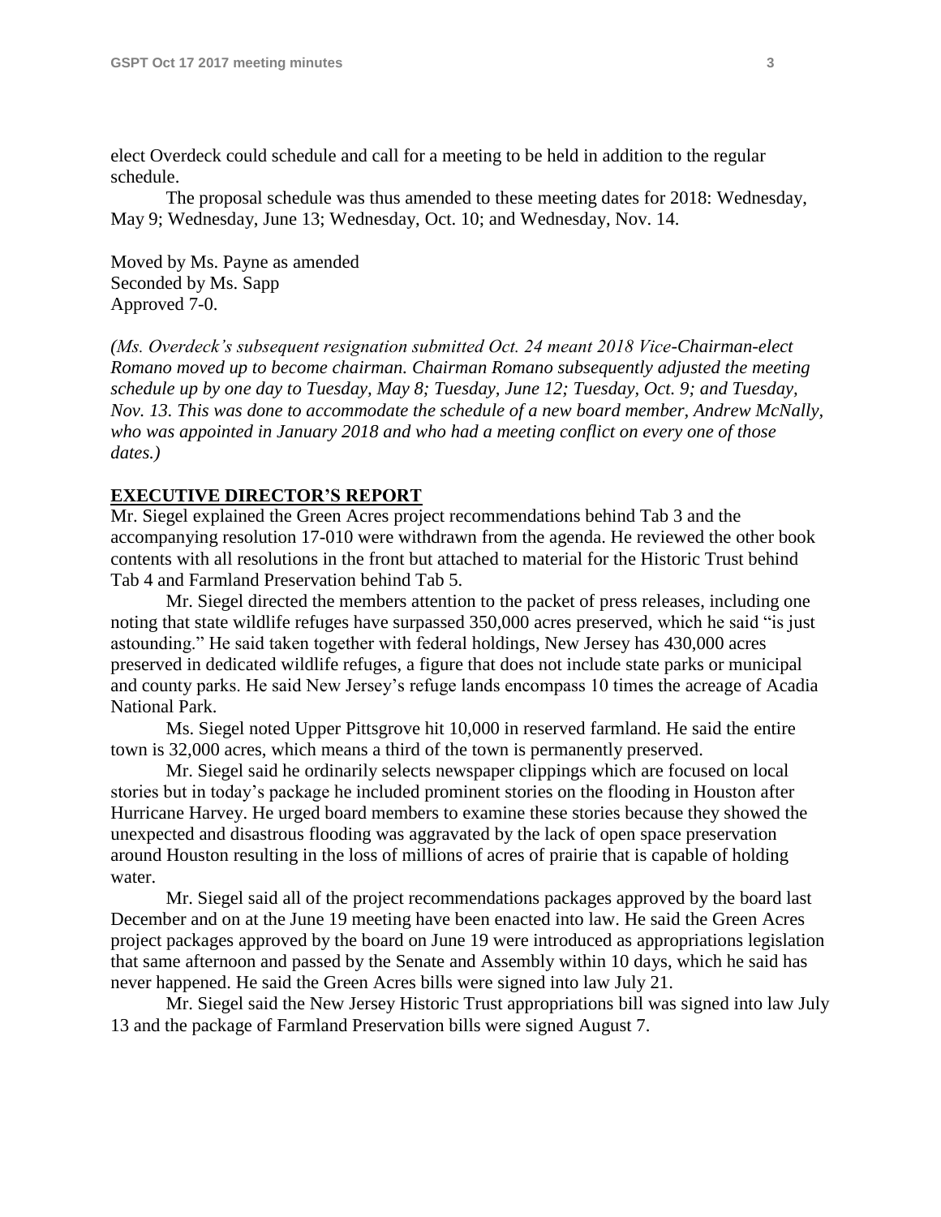elect Overdeck could schedule and call for a meeting to be held in addition to the regular schedule.

The proposal schedule was thus amended to these meeting dates for 2018: Wednesday, May 9; Wednesday, June 13; Wednesday, Oct. 10; and Wednesday, Nov. 14.

Moved by Ms. Payne as amended
Seconded by Ms. Sapp
Approved 7-0.

*(Ms. Overdeck's subsequent resignation submitted Oct. 24 meant 2018 Vice-Chairman-elect Romano moved up to become chairman. Chairman Romano subsequently adjusted the meeting schedule up by one day to Tuesday, May 8; Tuesday, June 12; Tuesday, Oct. 9; and Tuesday, Nov. 13. This was done to accommodate the schedule of a new board member, Andrew McNally, who was appointed in January 2018 and who had a meeting conflict on every one of those dates.)*

**EXECUTIVE DIRECTOR'S REPORT**

Mr. Siegel explained the Green Acres project recommendations behind Tab 3 and the accompanying resolution 17-010 were withdrawn from the agenda. He reviewed the other book contents with all resolutions in the front but attached to material for the Historic Trust behind Tab 4 and Farmland Preservation behind Tab 5.

Mr. Siegel directed the members attention to the packet of press releases, including one noting that state wildlife refuges have surpassed 350,000 acres preserved, which he said "is just astounding." He said taken together with federal holdings, New Jersey has 430,000 acres preserved in dedicated wildlife refuges, a figure that does not include state parks or municipal and county parks. He said New Jersey's refuge lands encompass 10 times the acreage of Acadia National Park.

Ms. Siegel noted Upper Pittsgrove hit 10,000 in reserved farmland. He said the entire town is 32,000 acres, which means a third of the town is permanently preserved.

Mr. Siegel said he ordinarily selects newspaper clippings which are focused on local stories but in today's package he included prominent stories on the flooding in Houston after Hurricane Harvey. He urged board members to examine these stories because they showed the unexpected and disastrous flooding was aggravated by the lack of open space preservation around Houston resulting in the loss of millions of acres of prairie that is capable of holding water.

Mr. Siegel said all of the project recommendations packages approved by the board last December and on at the June 19 meeting have been enacted into law. He said the Green Acres project packages approved by the board on June 19 were introduced as appropriations legislation that same afternoon and passed by the Senate and Assembly within 10 days, which he said has never happened. He said the Green Acres bills were signed into law July 21.

Mr. Siegel said the New Jersey Historic Trust appropriations bill was signed into law July 13 and the package of Farmland Preservation bills were signed August 7.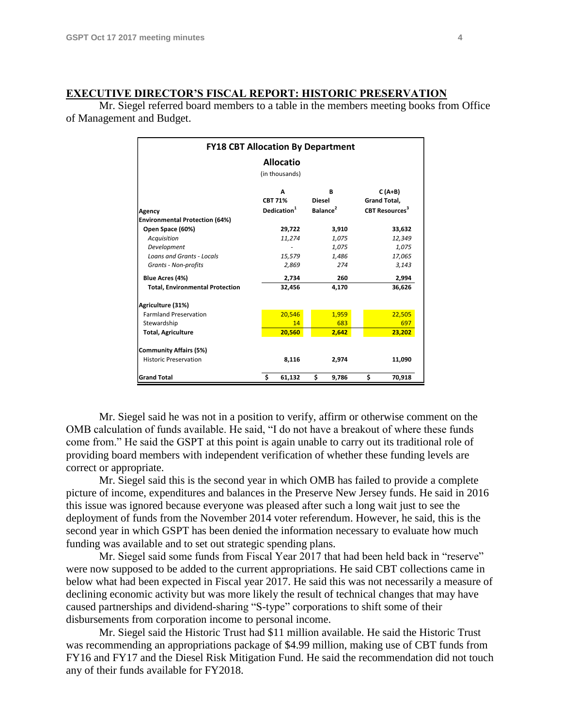## EXECUTIVE DIRECTOR'S FISCAL REPORT: HISTORIC PRESERVATION

Mr. Siegel referred board members to a table in the members meeting books from Office of Management and Budget.

| FY18 CBT Allocation By Department | | | |
|---|---|---|---|
| **Allocatio** | | | |
| (in thousands) | | | |
| **Agency** | **A**<br>**CBT 71%**<br>**Dedication[1]** | **B**<br>**Diesel**<br>**Balance[2]** | **C (A+B)**<br>**Grand Total,**<br>**CBT Resources[3]** |
| **Environmental Protection (64%)** | | | |
| **Open Space (60%)** | **29,722** | **3,910** | **33,632** |
| *Acquisition* | *11,274* | *1,075* | *12,349* |
| *Development* | *-* | *1,075* | *1,075* |
| *Loans and Grants - Locals* | *15,579* | *1,486* | *17,065* |
| *Grants - Non-profits* | *2,869* | *274* | *3,143* |
| **Blue Acres (4%)** | **2,734** | **260** | **2,994** |
| **Total, Environmental Protection** | **32,456** | **4,170** | **36,626** |
| **Agriculture (31%)** | | | |
| Farmland Preservation | 20,546 | 1,959 | 22,505 |
| Stewardship | 14 | 683 | 697 |
| **Total, Agriculture** | **20,560** | **2,642** | **23,202** |
| **Community Affairs (5%)** | | | |
| Historic Preservation | **8,116** | **2,974** | **11,090** |
| **Grand Total** | **$ 61,132** | **$ 9,786** | **$ 70,918** |

Mr. Siegel said he was not in a position to verify, affirm or otherwise comment on the OMB calculation of funds available. He said, "I do not have a breakout of where these funds come from." He said the GSPT at this point is again unable to carry out its traditional role of providing board members with independent verification of whether these funding levels are correct or appropriate.

Mr. Siegel said this is the second year in which OMB has failed to provide a complete picture of income, expenditures and balances in the Preserve New Jersey funds. He said in 2016 this issue was ignored because everyone was pleased after such a long wait just to see the deployment of funds from the November 2014 voter referendum. However, he said, this is the second year in which GSPT has been denied the information necessary to evaluate how much funding was available and to set out strategic spending plans.

Mr. Siegel said some funds from Fiscal Year 2017 that had been held back in "reserve" were now supposed to be added to the current appropriations. He said CBT collections came in below what had been expected in Fiscal year 2017. He said this was not necessarily a measure of declining economic activity but was more likely the result of technical changes that may have caused partnerships and dividend-sharing "S-type" corporations to shift some of their disbursements from corporation income to personal income.

Mr. Siegel said the Historic Trust had $11 million available. He said the Historic Trust was recommending an appropriations package of $4.99 million, making use of CBT funds from FY16 and FY17 and the Diesel Risk Mitigation Fund. He said the recommendation did not touch any of their funds available for FY2018.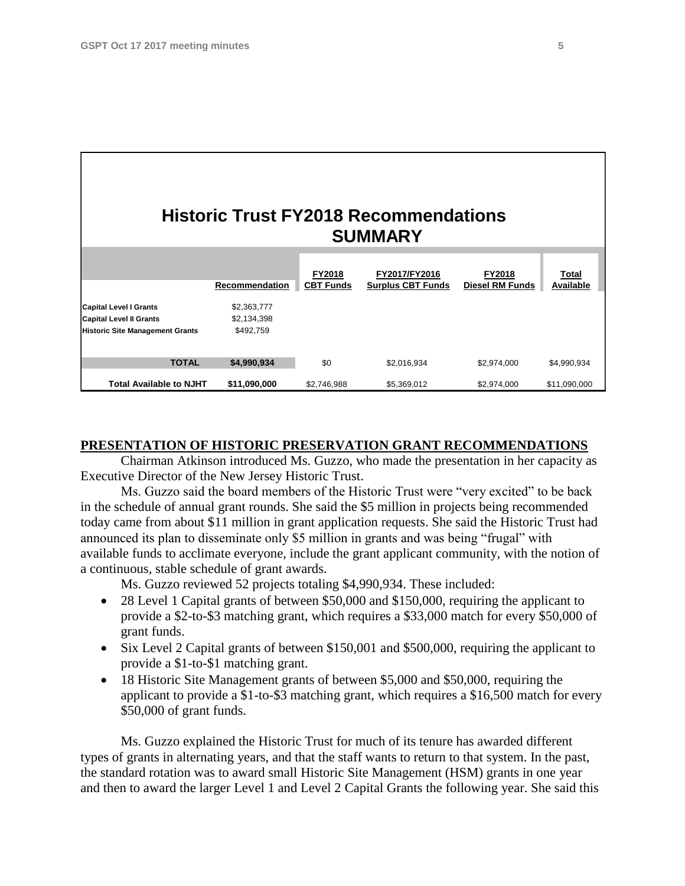## Historic Trust FY2018 Recommendations SUMMARY

| | Recommendation | FY2018 CBT Funds | FY2017/FY2016 Surplus CBT Funds | FY2018 Diesel RM Funds | Total Available |
|---|---|---|---|---|---|
| **Capital Level I Grants** | $2,363,777 | | | | |
| **Capital Level II Grants** | $2,134,398 | | | | |
| **Historic Site Management Grants** | $492,759 | | | | |
| **TOTAL** | **$4,990,934** | $0 | $2,016,934 | $2,974,000 | $4,990,934 |
| **Total Available to NJHT** | **$11,090,000** | $2,746,988 | $5,369,012 | $2,974,000 | $11,090,000 |

**PRESENTATION OF HISTORIC PRESERVATION GRANT RECOMMENDATIONS**

Chairman Atkinson introduced Ms. Guzzo, who made the presentation in her capacity as Executive Director of the New Jersey Historic Trust.

Ms. Guzzo said the board members of the Historic Trust were "very excited" to be back in the schedule of annual grant rounds. She said the $5 million in projects being recommended today came from about $11 million in grant application requests. She said the Historic Trust had announced its plan to disseminate only $5 million in grants and was being "frugal" with available funds to acclimate everyone, include the grant applicant community, with the notion of a continuous, stable schedule of grant awards.

Ms. Guzzo reviewed 52 projects totaling $4,990,934. These included:

- 28 Level 1 Capital grants of between $50,000 and $150,000, requiring the applicant to provide a $2-to-$3 matching grant, which requires a $33,000 match for every $50,000 of grant funds.
- Six Level 2 Capital grants of between $150,001 and $500,000, requiring the applicant to provide a $1-to-$1 matching grant.
- 18 Historic Site Management grants of between $5,000 and $50,000, requiring the applicant to provide a $1-to-$3 matching grant, which requires a $16,500 match for every $50,000 of grant funds.

Ms. Guzzo explained the Historic Trust for much of its tenure has awarded different types of grants in alternating years, and that the staff wants to return to that system. In the past, the standard rotation was to award small Historic Site Management (HSM) grants in one year and then to award the larger Level 1 and Level 2 Capital Grants the following year. She said this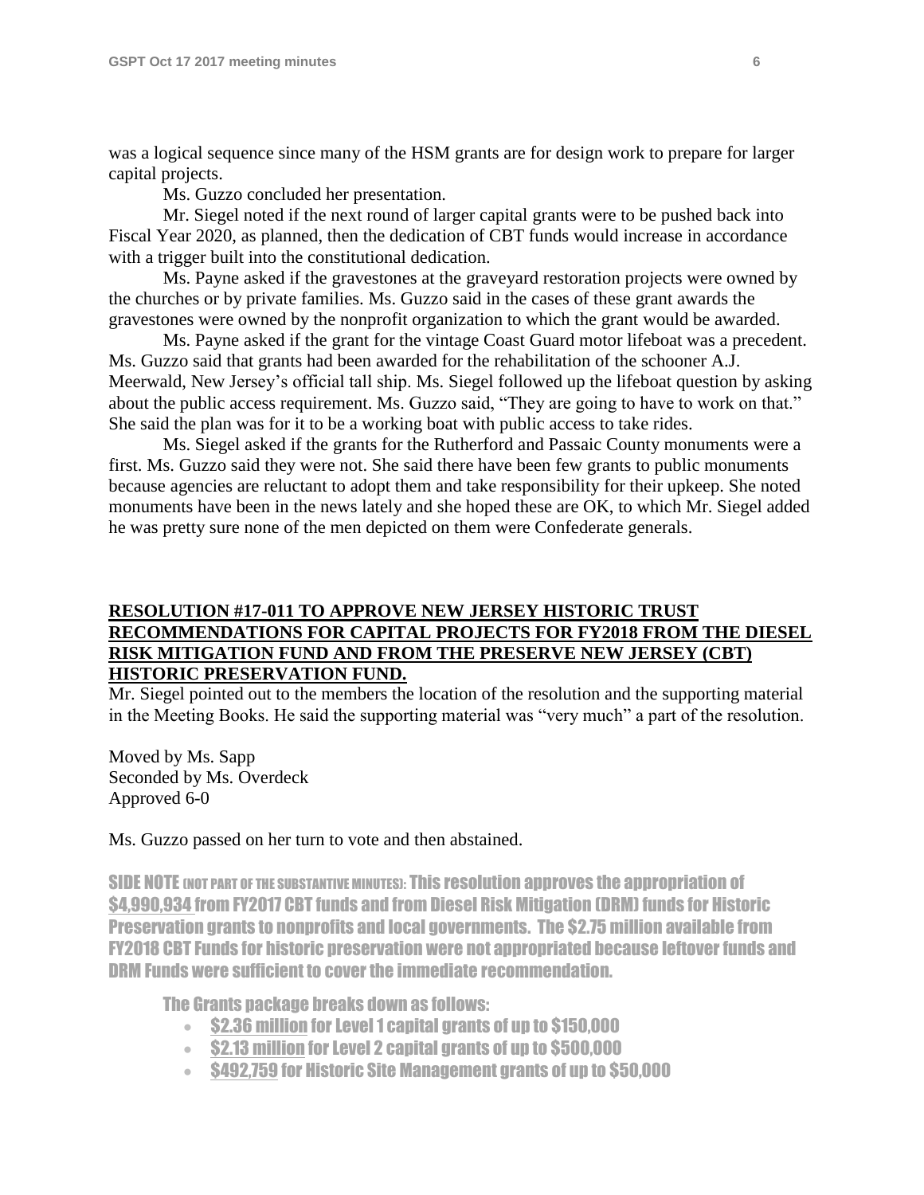was a logical sequence since many of the HSM grants are for design work to prepare for larger capital projects.

Ms. Guzzo concluded her presentation.

Mr. Siegel noted if the next round of larger capital grants were to be pushed back into Fiscal Year 2020, as planned, then the dedication of CBT funds would increase in accordance with a trigger built into the constitutional dedication.

Ms. Payne asked if the gravestones at the graveyard restoration projects were owned by the churches or by private families. Ms. Guzzo said in the cases of these grant awards the gravestones were owned by the nonprofit organization to which the grant would be awarded.

Ms. Payne asked if the grant for the vintage Coast Guard motor lifeboat was a precedent. Ms. Guzzo said that grants had been awarded for the rehabilitation of the schooner A.J. Meerwald, New Jersey's official tall ship. Ms. Siegel followed up the lifeboat question by asking about the public access requirement. Ms. Guzzo said, "They are going to have to work on that." She said the plan was for it to be a working boat with public access to take rides.

Ms. Siegel asked if the grants for the Rutherford and Passaic County monuments were a first. Ms. Guzzo said they were not. She said there have been few grants to public monuments because agencies are reluctant to adopt them and take responsibility for their upkeep. She noted monuments have been in the news lately and she hoped these are OK, to which Mr. Siegel added he was pretty sure none of the men depicted on them were Confederate generals.

**RESOLUTION #17-011 TO APPROVE NEW JERSEY HISTORIC TRUST RECOMMENDATIONS FOR CAPITAL PROJECTS FOR FY2018 FROM THE DIESEL RISK MITIGATION FUND AND FROM THE PRESERVE NEW JERSEY (CBT) HISTORIC PRESERVATION FUND.**

Mr. Siegel pointed out to the members the location of the resolution and the supporting material in the Meeting Books. He said the supporting material was "very much" a part of the resolution.

Moved by Ms. Sapp
Seconded by Ms. Overdeck
Approved 6-0

Ms. Guzzo passed on her turn to vote and then abstained.

SIDE NOTE (NOT PART OF THE SUBSTANTIVE MINUTES): This resolution approves the appropriation of $4,990,934 from FY2017 CBT funds and from Diesel Risk Mitigation (DRM) funds for Historic Preservation grants to nonprofits and local governments. The $2.75 million available from FY2018 CBT Funds for historic preservation were not appropriated because leftover funds and DRM Funds were sufficient to cover the immediate recommendation.

The Grants package breaks down as follows:

- $2.36 million for Level 1 capital grants of up to $150,000
- $2.13 million for Level 2 capital grants of up to $500,000
- $492,759 for Historic Site Management grants of up to $50,000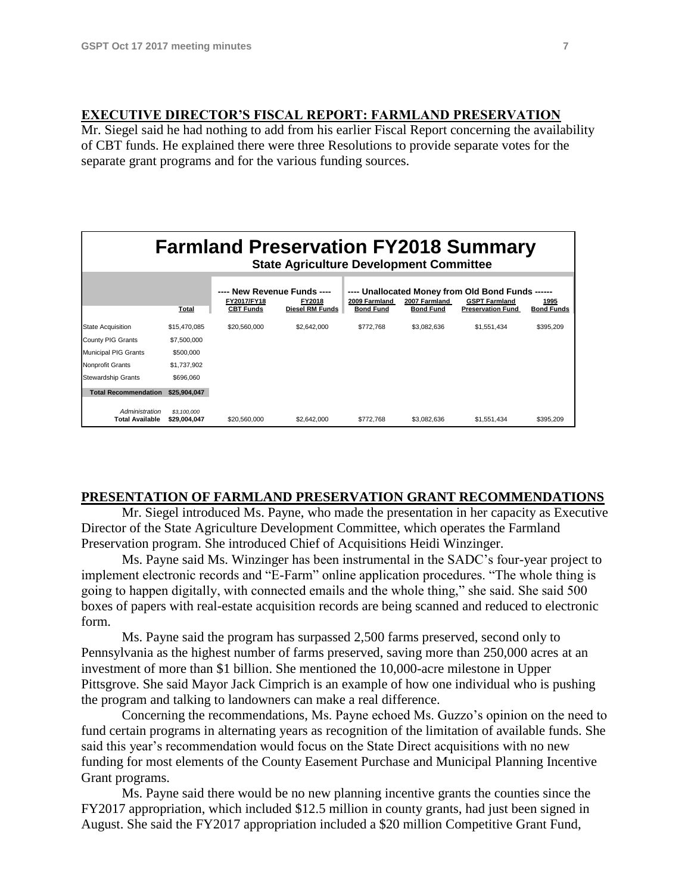## EXECUTIVE DIRECTOR'S FISCAL REPORT: FARMLAND PRESERVATION

Mr. Siegel said he had nothing to add from his earlier Fiscal Report concerning the availability of CBT funds. He explained there were three Resolutions to provide separate votes for the separate grant programs and for the various funding sources.

**Farmland Preservation FY2018 Summary**
**State Agriculture Development Committee**

| | | ---- New Revenue Funds ---- | | ---- Unallocated Money from Old Bond Funds ------ | | | |
|---|---|---|---|---|---|---|---|
| | Total | FY2017/FY18 CBT Funds | FY2018 Diesel RM Funds | 2009 Farmland Bond Fund | 2007 Farmland Bond Fund | GSPT Farmland Preservation Fund | 1995 Bond Funds |
| State Acquisition | $15,470,085 | $20,560,000 | $2,642,000 | $772,768 | $3,082,636 | $1,551,434 | $395,209 |
| County PIG Grants | $7,500,000 | | | | | | |
| Municipal PIG Grants | $500,000 | | | | | | |
| Nonprofit Grants | $1,737,902 | | | | | | |
| Stewardship Grants | $696,060 | | | | | | |
| **Total Recommendation** | **$25,904,047** | | | | | | |
| *Administration* | *$3,100,000* | | | | | | |
| **Total Available** | **$29,004,047** | $20,560,000 | $2,642,000 | $772,768 | $3,082,636 | $1,551,434 | $395,209 |

## PRESENTATION OF FARMLAND PRESERVATION GRANT RECOMMENDATIONS

Mr. Siegel introduced Ms. Payne, who made the presentation in her capacity as Executive Director of the State Agriculture Development Committee, which operates the Farmland Preservation program. She introduced Chief of Acquisitions Heidi Winzinger.

Ms. Payne said Ms. Winzinger has been instrumental in the SADC's four-year project to implement electronic records and "E-Farm" online application procedures. "The whole thing is going to happen digitally, with connected emails and the whole thing," she said. She said 500 boxes of papers with real-estate acquisition records are being scanned and reduced to electronic form.

Ms. Payne said the program has surpassed 2,500 farms preserved, second only to Pennsylvania as the highest number of farms preserved, saving more than 250,000 acres at an investment of more than $1 billion. She mentioned the 10,000-acre milestone in Upper Pittsgrove. She said Mayor Jack Cimprich is an example of how one individual who is pushing the program and talking to landowners can make a real difference.

Concerning the recommendations, Ms. Payne echoed Ms. Guzzo's opinion on the need to fund certain programs in alternating years as recognition of the limitation of available funds. She said this year's recommendation would focus on the State Direct acquisitions with no new funding for most elements of the County Easement Purchase and Municipal Planning Incentive Grant programs.

Ms. Payne said there would be no new planning incentive grants the counties since the FY2017 appropriation, which included $12.5 million in county grants, had just been signed in August. She said the FY2017 appropriation included a $20 million Competitive Grant Fund,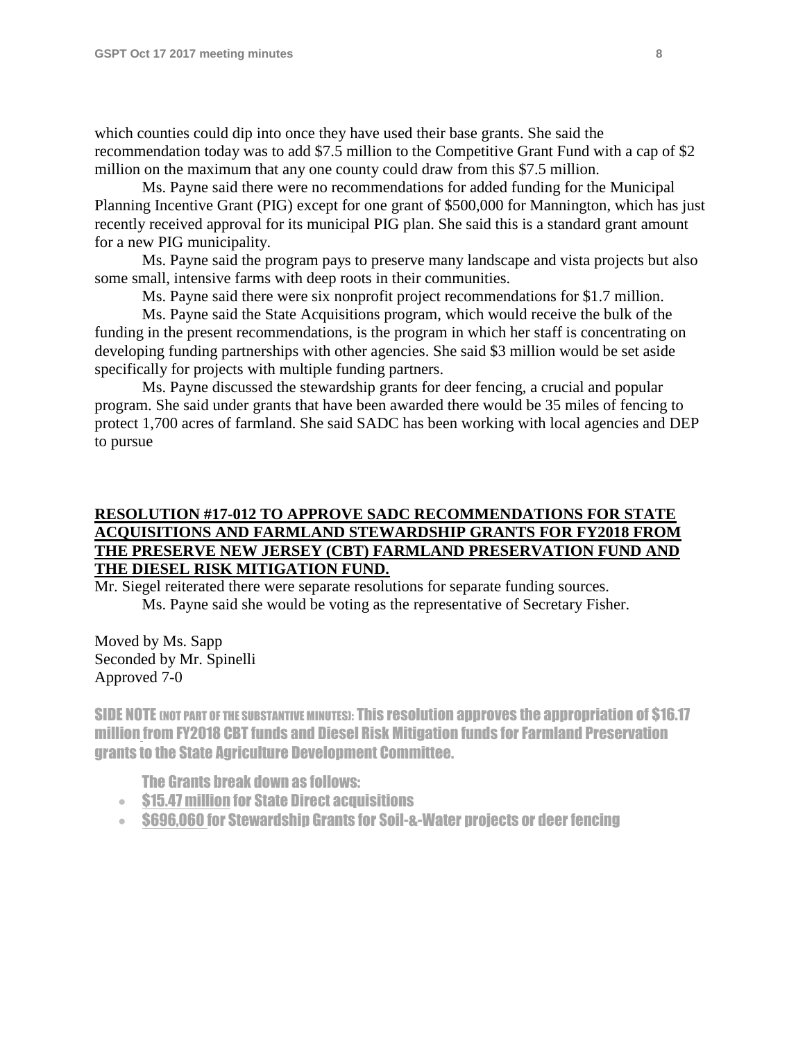which counties could dip into once they have used their base grants. She said the recommendation today was to add $7.5 million to the Competitive Grant Fund with a cap of $2 million on the maximum that any one county could draw from this $7.5 million.

Ms. Payne said there were no recommendations for added funding for the Municipal Planning Incentive Grant (PIG) except for one grant of $500,000 for Mannington, which has just recently received approval for its municipal PIG plan. She said this is a standard grant amount for a new PIG municipality.

Ms. Payne said the program pays to preserve many landscape and vista projects but also some small, intensive farms with deep roots in their communities.

Ms. Payne said there were six nonprofit project recommendations for $1.7 million.

Ms. Payne said the State Acquisitions program, which would receive the bulk of the funding in the present recommendations, is the program in which her staff is concentrating on developing funding partnerships with other agencies. She said $3 million would be set aside specifically for projects with multiple funding partners.

Ms. Payne discussed the stewardship grants for deer fencing, a crucial and popular program. She said under grants that have been awarded there would be 35 miles of fencing to protect 1,700 acres of farmland. She said SADC has been working with local agencies and DEP to pursue

**RESOLUTION #17-012 TO APPROVE SADC RECOMMENDATIONS FOR STATE ACQUISITIONS AND FARMLAND STEWARDSHIP GRANTS FOR FY2018 FROM THE PRESERVE NEW JERSEY (CBT) FARMLAND PRESERVATION FUND AND THE DIESEL RISK MITIGATION FUND.**

Mr. Siegel reiterated there were separate resolutions for separate funding sources.

Ms. Payne said she would be voting as the representative of Secretary Fisher.

Moved by Ms. Sapp
Seconded by Mr. Spinelli
Approved 7-0

SIDE NOTE (NOT PART OF THE SUBSTANTIVE MINUTES): This resolution approves the appropriation of $16.17 million from FY2018 CBT funds and Diesel Risk Mitigation funds for Farmland Preservation grants to the State Agriculture Development Committee.

The Grants break down as follows:

- $15.47 million for State Direct acquisitions
- $696,060 for Stewardship Grants for Soil-&-Water projects or deer fencing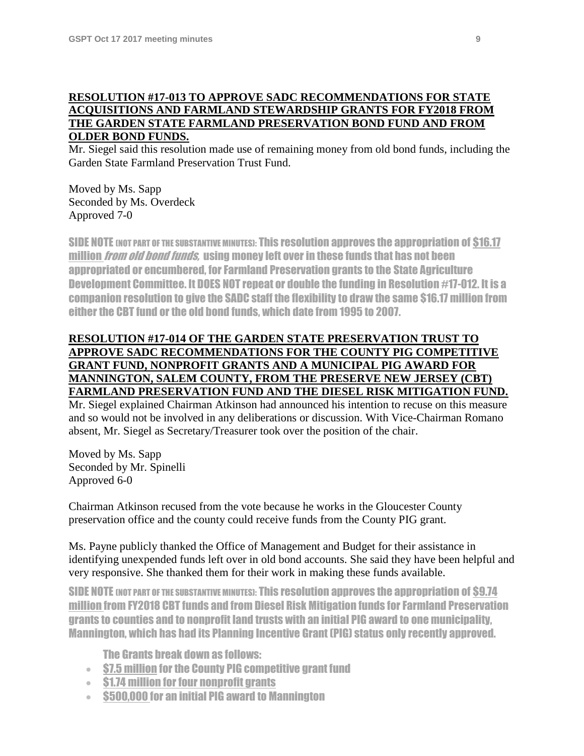**RESOLUTION #17-013 TO APPROVE SADC RECOMMENDATIONS FOR STATE ACQUISITIONS AND FARMLAND STEWARDSHIP GRANTS FOR FY2018 FROM THE GARDEN STATE FARMLAND PRESERVATION BOND FUND AND FROM OLDER BOND FUNDS.**

Mr. Siegel said this resolution made use of remaining money from old bond funds, including the Garden State Farmland Preservation Trust Fund.

Moved by Ms. Sapp
Seconded by Ms. Overdeck
Approved 7-0

SIDE NOTE (NOT PART OF THE SUBSTANTIVE MINUTES): This resolution approves the appropriation of $16.17 million *from old bond funds,* using money left over in these funds that has not been appropriated or encumbered, for Farmland Preservation grants to the State Agriculture Development Committee. It DOES NOT repeat or double the funding in Resolution #17-012. It is a companion resolution to give the SADC staff the flexibility to draw the same $16.17 million from either the CBT fund or the old bond funds, which date from 1995 to 2007.

**RESOLUTION #17-014 OF THE GARDEN STATE PRESERVATION TRUST TO APPROVE SADC RECOMMENDATIONS FOR THE COUNTY PIG COMPETITIVE GRANT FUND, NONPROFIT GRANTS AND A MUNICIPAL PIG AWARD FOR MANNINGTON, SALEM COUNTY, FROM THE PRESERVE NEW JERSEY (CBT) FARMLAND PRESERVATION FUND AND THE DIESEL RISK MITIGATION FUND.**

Mr. Siegel explained Chairman Atkinson had announced his intention to recuse on this measure and so would not be involved in any deliberations or discussion. With Vice-Chairman Romano absent, Mr. Siegel as Secretary/Treasurer took over the position of the chair.

Moved by Ms. Sapp
Seconded by Mr. Spinelli
Approved 6-0

Chairman Atkinson recused from the vote because he works in the Gloucester County preservation office and the county could receive funds from the County PIG grant.

Ms. Payne publicly thanked the Office of Management and Budget for their assistance in identifying unexpended funds left over in old bond accounts. She said they have been helpful and very responsive. She thanked them for their work in making these funds available.

SIDE NOTE (NOT PART OF THE SUBSTANTIVE MINUTES): This resolution approves the appropriation of $9.74 million from FY2018 CBT funds and from Diesel Risk Mitigation funds for Farmland Preservation grants to counties and to nonprofit land trusts with an initial PIG award to one municipality, Mannington, which has had its Planning Incentive Grant (PIG) status only recently approved.

The Grants break down as follows:

- $7.5 million for the County PIG competitive grant fund
- $1.74 million for four nonprofit grants
- $500,000 for an initial PIG award to Mannington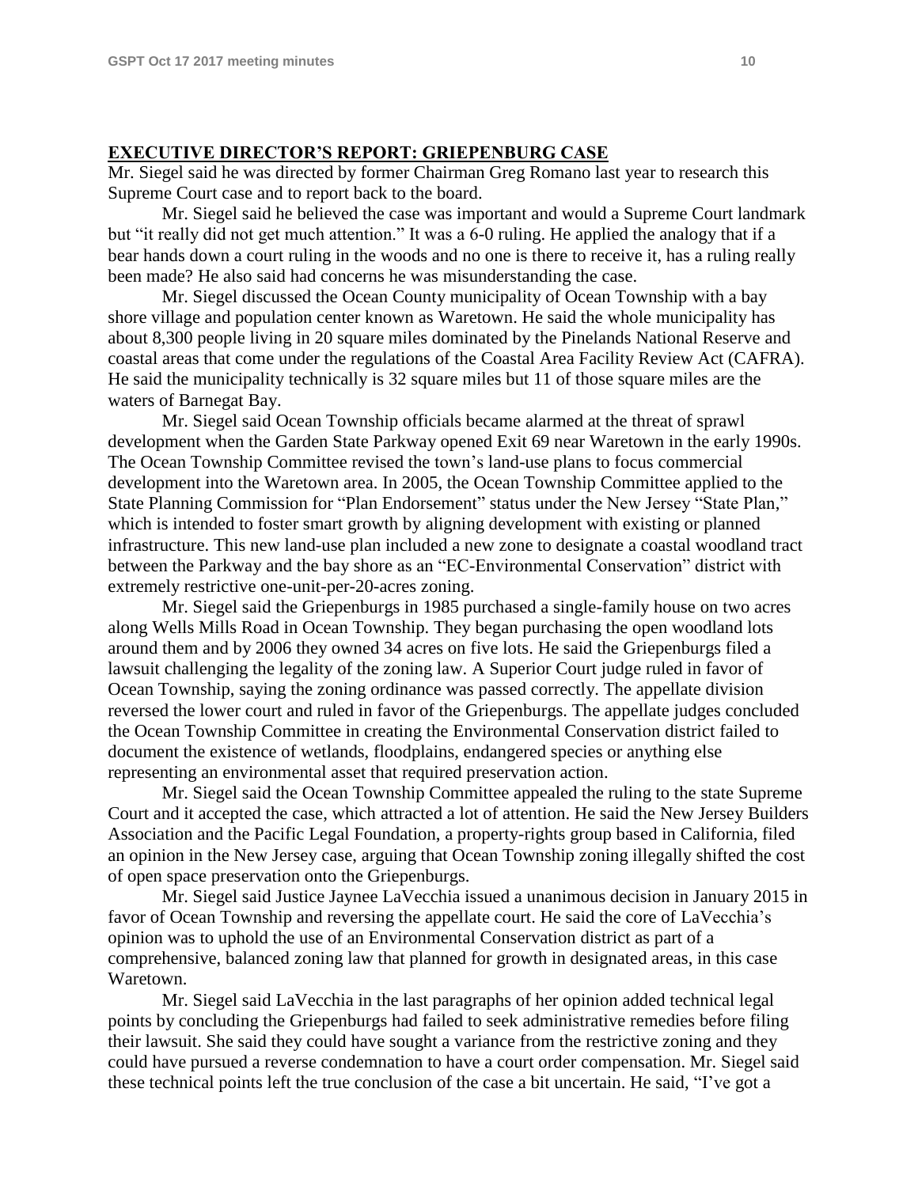## EXECUTIVE DIRECTOR'S REPORT: GRIEPENBURG CASE

Mr. Siegel said he was directed by former Chairman Greg Romano last year to research this Supreme Court case and to report back to the board.

Mr. Siegel said he believed the case was important and would a Supreme Court landmark but "it really did not get much attention." It was a 6-0 ruling. He applied the analogy that if a bear hands down a court ruling in the woods and no one is there to receive it, has a ruling really been made? He also said had concerns he was misunderstanding the case.

Mr. Siegel discussed the Ocean County municipality of Ocean Township with a bay shore village and population center known as Waretown. He said the whole municipality has about 8,300 people living in 20 square miles dominated by the Pinelands National Reserve and coastal areas that come under the regulations of the Coastal Area Facility Review Act (CAFRA). He said the municipality technically is 32 square miles but 11 of those square miles are the waters of Barnegat Bay.

Mr. Siegel said Ocean Township officials became alarmed at the threat of sprawl development when the Garden State Parkway opened Exit 69 near Waretown in the early 1990s. The Ocean Township Committee revised the town's land-use plans to focus commercial development into the Waretown area. In 2005, the Ocean Township Committee applied to the State Planning Commission for "Plan Endorsement" status under the New Jersey "State Plan," which is intended to foster smart growth by aligning development with existing or planned infrastructure. This new land-use plan included a new zone to designate a coastal woodland tract between the Parkway and the bay shore as an "EC-Environmental Conservation" district with extremely restrictive one-unit-per-20-acres zoning.

Mr. Siegel said the Griepenburgs in 1985 purchased a single-family house on two acres along Wells Mills Road in Ocean Township. They began purchasing the open woodland lots around them and by 2006 they owned 34 acres on five lots. He said the Griepenburgs filed a lawsuit challenging the legality of the zoning law. A Superior Court judge ruled in favor of Ocean Township, saying the zoning ordinance was passed correctly. The appellate division reversed the lower court and ruled in favor of the Griepenburgs. The appellate judges concluded the Ocean Township Committee in creating the Environmental Conservation district failed to document the existence of wetlands, floodplains, endangered species or anything else representing an environmental asset that required preservation action.

Mr. Siegel said the Ocean Township Committee appealed the ruling to the state Supreme Court and it accepted the case, which attracted a lot of attention. He said the New Jersey Builders Association and the Pacific Legal Foundation, a property-rights group based in California, filed an opinion in the New Jersey case, arguing that Ocean Township zoning illegally shifted the cost of open space preservation onto the Griepenburgs.

Mr. Siegel said Justice Jaynee LaVecchia issued a unanimous decision in January 2015 in favor of Ocean Township and reversing the appellate court. He said the core of LaVecchia's opinion was to uphold the use of an Environmental Conservation district as part of a comprehensive, balanced zoning law that planned for growth in designated areas, in this case Waretown.

Mr. Siegel said LaVecchia in the last paragraphs of her opinion added technical legal points by concluding the Griepenburgs had failed to seek administrative remedies before filing their lawsuit. She said they could have sought a variance from the restrictive zoning and they could have pursued a reverse condemnation to have a court order compensation. Mr. Siegel said these technical points left the true conclusion of the case a bit uncertain. He said, "I've got a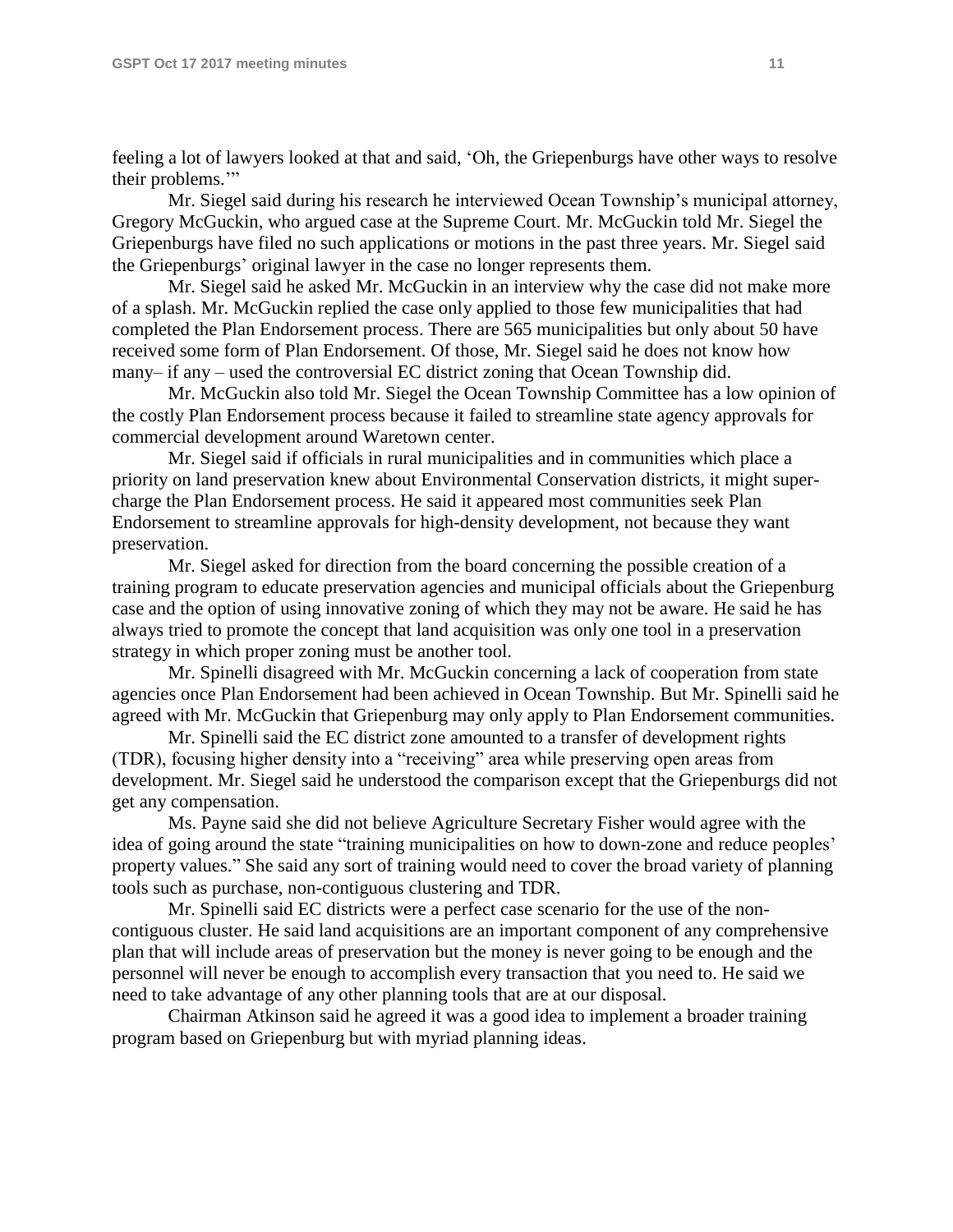feeling a lot of lawyers looked at that and said, 'Oh, the Griepenburgs have other ways to resolve their problems.'"

Mr. Siegel said during his research he interviewed Ocean Township's municipal attorney, Gregory McGuckin, who argued case at the Supreme Court. Mr. McGuckin told Mr. Siegel the Griepenburgs have filed no such applications or motions in the past three years. Mr. Siegel said the Griepenburgs' original lawyer in the case no longer represents them.

Mr. Siegel said he asked Mr. McGuckin in an interview why the case did not make more of a splash. Mr. McGuckin replied the case only applied to those few municipalities that had completed the Plan Endorsement process. There are 565 municipalities but only about 50 have received some form of Plan Endorsement. Of those, Mr. Siegel said he does not know how many– if any – used the controversial EC district zoning that Ocean Township did.

Mr. McGuckin also told Mr. Siegel the Ocean Township Committee has a low opinion of the costly Plan Endorsement process because it failed to streamline state agency approvals for commercial development around Waretown center.

Mr. Siegel said if officials in rural municipalities and in communities which place a priority on land preservation knew about Environmental Conservation districts, it might super-charge the Plan Endorsement process. He said it appeared most communities seek Plan Endorsement to streamline approvals for high-density development, not because they want preservation.

Mr. Siegel asked for direction from the board concerning the possible creation of a training program to educate preservation agencies and municipal officials about the Griepenburg case and the option of using innovative zoning of which they may not be aware. He said he has always tried to promote the concept that land acquisition was only one tool in a preservation strategy in which proper zoning must be another tool.

Mr. Spinelli disagreed with Mr. McGuckin concerning a lack of cooperation from state agencies once Plan Endorsement had been achieved in Ocean Township. But Mr. Spinelli said he agreed with Mr. McGuckin that Griepenburg may only apply to Plan Endorsement communities.

Mr. Spinelli said the EC district zone amounted to a transfer of development rights (TDR), focusing higher density into a "receiving" area while preserving open areas from development. Mr. Siegel said he understood the comparison except that the Griepenburgs did not get any compensation.

Ms. Payne said she did not believe Agriculture Secretary Fisher would agree with the idea of going around the state "training municipalities on how to down-zone and reduce peoples' property values." She said any sort of training would need to cover the broad variety of planning tools such as purchase, non-contiguous clustering and TDR.

Mr. Spinelli said EC districts were a perfect case scenario for the use of the non-contiguous cluster. He said land acquisitions are an important component of any comprehensive plan that will include areas of preservation but the money is never going to be enough and the personnel will never be enough to accomplish every transaction that you need to. He said we need to take advantage of any other planning tools that are at our disposal.

Chairman Atkinson said he agreed it was a good idea to implement a broader training program based on Griepenburg but with myriad planning ideas.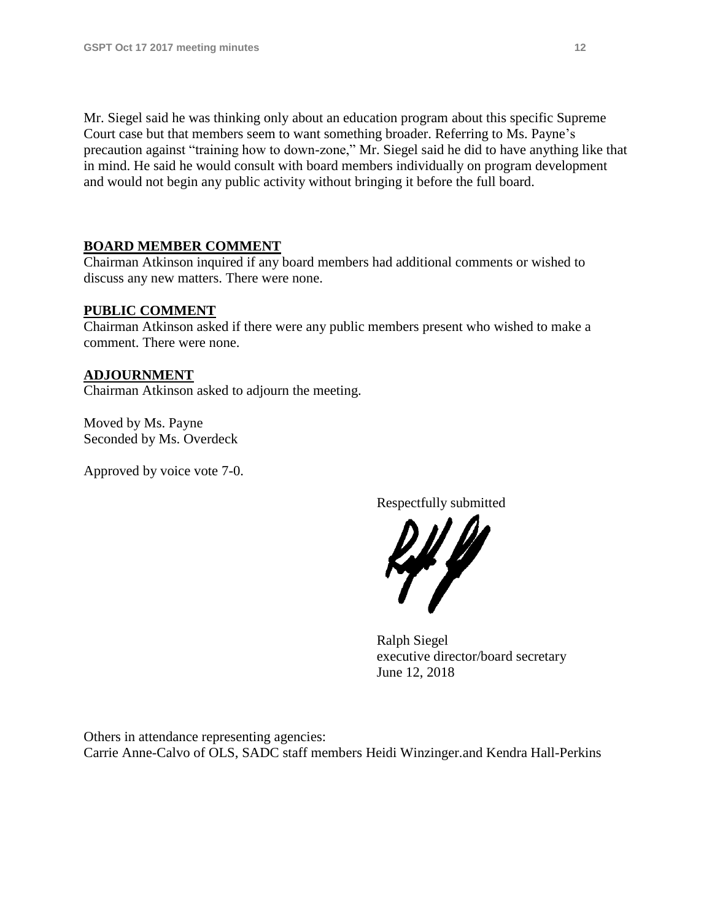Mr. Siegel said he was thinking only about an education program about this specific Supreme Court case but that members seem to want something broader. Referring to Ms. Payne's precaution against "training how to down-zone," Mr. Siegel said he did to have anything like that in mind. He said he would consult with board members individually on program development and would not begin any public activity without bringing it before the full board.

**BOARD MEMBER COMMENT**

Chairman Atkinson inquired if any board members had additional comments or wished to discuss any new matters. There were none.

**PUBLIC COMMENT**

Chairman Atkinson asked if there were any public members present who wished to make a comment. There were none.

**ADJOURNMENT**

Chairman Atkinson asked to adjourn the meeting.

Moved by Ms. Payne
Seconded by Ms. Overdeck

Approved by voice vote 7-0.

Respectfully submitted

Ralph Siegel
executive director/board secretary
June 12, 2018

Others in attendance representing agencies:
Carrie Anne-Calvo of OLS, SADC staff members Heidi Winzinger.and Kendra Hall-Perkins